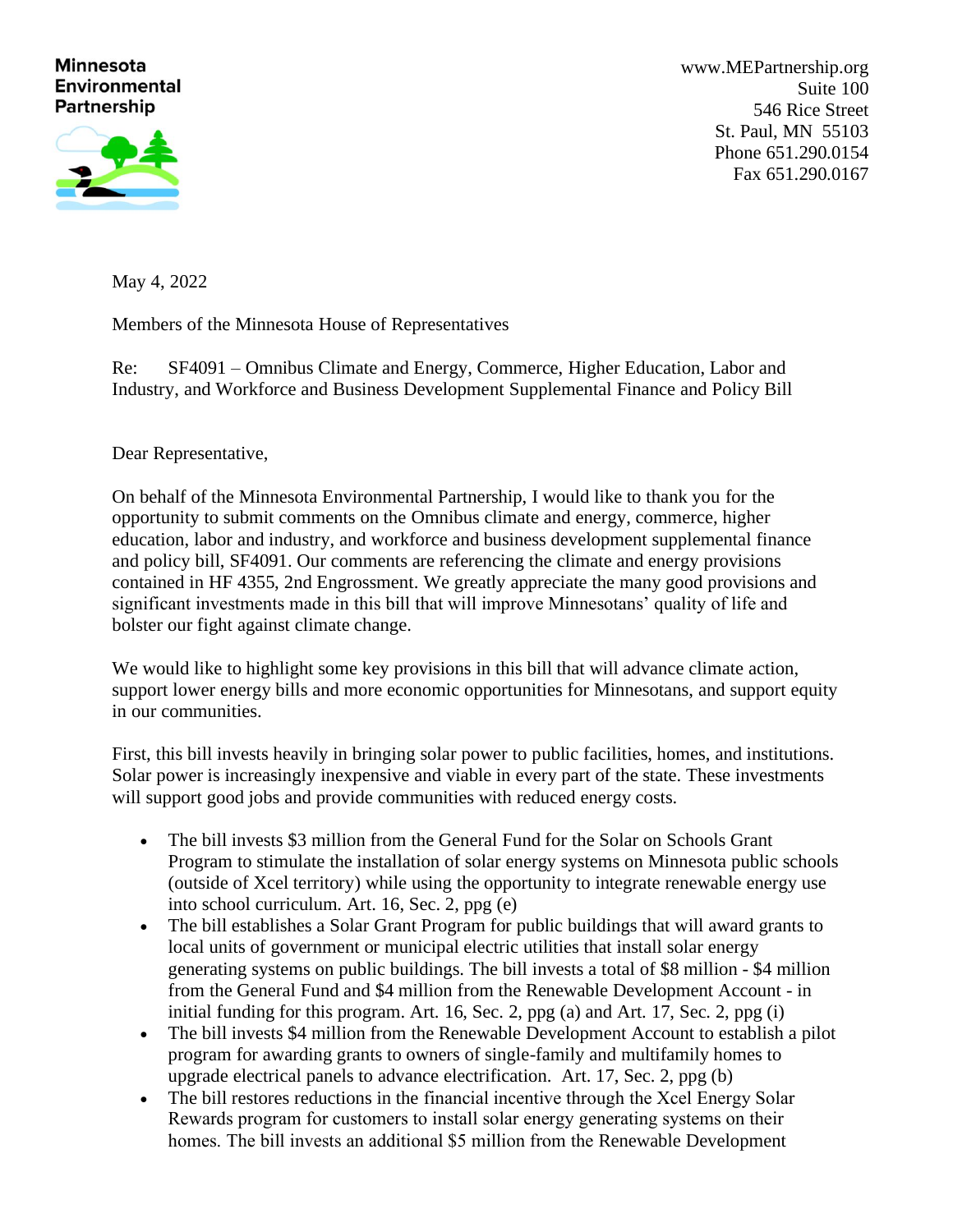**Minnesota Environmental Partnership**

www.MEPartnership.org
Suite 100
546 Rice Street
St. Paul, MN 55103
Phone 651.290.0154
Fax 651.290.0167

May 4, 2022

Members of the Minnesota House of Representatives

Re: SF4091 – Omnibus Climate and Energy, Commerce, Higher Education, Labor and Industry, and Workforce and Business Development Supplemental Finance and Policy Bill

Dear Representative,

On behalf of the Minnesota Environmental Partnership, I would like to thank you for the opportunity to submit comments on the Omnibus climate and energy, commerce, higher education, labor and industry, and workforce and business development supplemental finance and policy bill, SF4091. Our comments are referencing the climate and energy provisions contained in HF 4355, 2nd Engrossment. We greatly appreciate the many good provisions and significant investments made in this bill that will improve Minnesotans' quality of life and bolster our fight against climate change.

We would like to highlight some key provisions in this bill that will advance climate action, support lower energy bills and more economic opportunities for Minnesotans, and support equity in our communities.

First, this bill invests heavily in bringing solar power to public facilities, homes, and institutions. Solar power is increasingly inexpensive and viable in every part of the state. These investments will support good jobs and provide communities with reduced energy costs.

- The bill invests $3 million from the General Fund for the Solar on Schools Grant Program to stimulate the installation of solar energy systems on Minnesota public schools (outside of Xcel territory) while using the opportunity to integrate renewable energy use into school curriculum. Art. 16, Sec. 2, ppg (e)
- The bill establishes a Solar Grant Program for public buildings that will award grants to local units of government or municipal electric utilities that install solar energy generating systems on public buildings. The bill invests a total of $8 million - $4 million from the General Fund and $4 million from the Renewable Development Account - in initial funding for this program. Art. 16, Sec. 2, ppg (a) and Art. 17, Sec. 2, ppg (i)
- The bill invests $4 million from the Renewable Development Account to establish a pilot program for awarding grants to owners of single-family and multifamily homes to upgrade electrical panels to advance electrification. Art. 17, Sec. 2, ppg (b)
- The bill restores reductions in the financial incentive through the Xcel Energy Solar Rewards program for customers to install solar energy generating systems on their homes. The bill invests an additional $5 million from the Renewable Development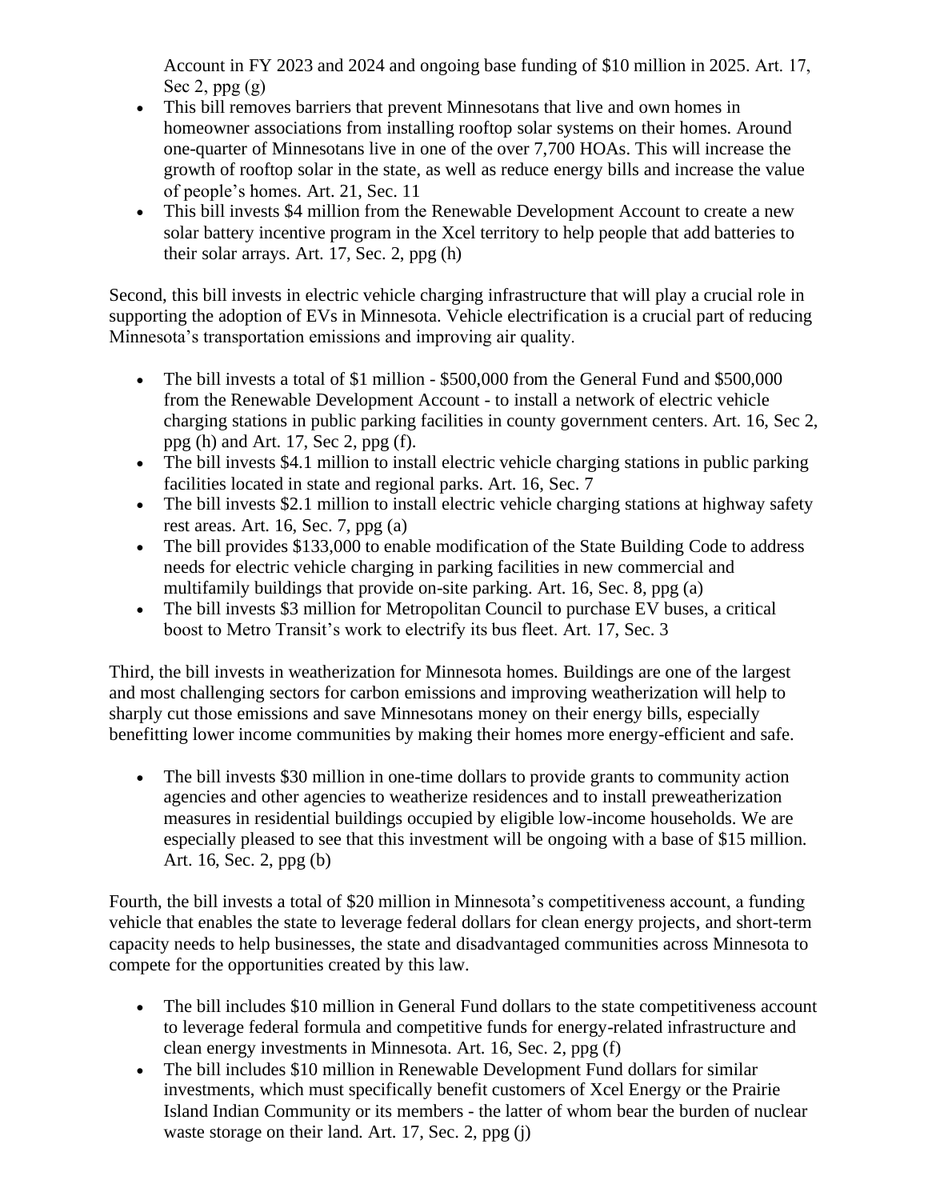Account in FY 2023 and 2024 and ongoing base funding of $10 million in 2025. Art. 17, Sec 2, ppg (g)

- This bill removes barriers that prevent Minnesotans that live and own homes in homeowner associations from installing rooftop solar systems on their homes. Around one-quarter of Minnesotans live in one of the over 7,700 HOAs. This will increase the growth of rooftop solar in the state, as well as reduce energy bills and increase the value of people's homes. Art. 21, Sec. 11
- This bill invests $4 million from the Renewable Development Account to create a new solar battery incentive program in the Xcel territory to help people that add batteries to their solar arrays. Art. 17, Sec. 2, ppg (h)

Second, this bill invests in electric vehicle charging infrastructure that will play a crucial role in supporting the adoption of EVs in Minnesota. Vehicle electrification is a crucial part of reducing Minnesota's transportation emissions and improving air quality.

- The bill invests a total of $1 million - $500,000 from the General Fund and $500,000 from the Renewable Development Account - to install a network of electric vehicle charging stations in public parking facilities in county government centers. Art. 16, Sec 2, ppg (h) and Art. 17, Sec 2, ppg (f).
- The bill invests $4.1 million to install electric vehicle charging stations in public parking facilities located in state and regional parks. Art. 16, Sec. 7
- The bill invests $2.1 million to install electric vehicle charging stations at highway safety rest areas. Art. 16, Sec. 7, ppg (a)
- The bill provides $133,000 to enable modification of the State Building Code to address needs for electric vehicle charging in parking facilities in new commercial and multifamily buildings that provide on-site parking. Art. 16, Sec. 8, ppg (a)
- The bill invests $3 million for Metropolitan Council to purchase EV buses, a critical boost to Metro Transit's work to electrify its bus fleet. Art. 17, Sec. 3

Third, the bill invests in weatherization for Minnesota homes. Buildings are one of the largest and most challenging sectors for carbon emissions and improving weatherization will help to sharply cut those emissions and save Minnesotans money on their energy bills, especially benefitting lower income communities by making their homes more energy-efficient and safe.

- The bill invests $30 million in one-time dollars to provide grants to community action agencies and other agencies to weatherize residences and to install preweatherization measures in residential buildings occupied by eligible low-income households. We are especially pleased to see that this investment will be ongoing with a base of $15 million. Art. 16, Sec. 2, ppg (b)

Fourth, the bill invests a total of $20 million in Minnesota's competitiveness account, a funding vehicle that enables the state to leverage federal dollars for clean energy projects, and short-term capacity needs to help businesses, the state and disadvantaged communities across Minnesota to compete for the opportunities created by this law.

- The bill includes $10 million in General Fund dollars to the state competitiveness account to leverage federal formula and competitive funds for energy-related infrastructure and clean energy investments in Minnesota. Art. 16, Sec. 2, ppg (f)
- The bill includes $10 million in Renewable Development Fund dollars for similar investments, which must specifically benefit customers of Xcel Energy or the Prairie Island Indian Community or its members - the latter of whom bear the burden of nuclear waste storage on their land. Art. 17, Sec. 2, ppg (j)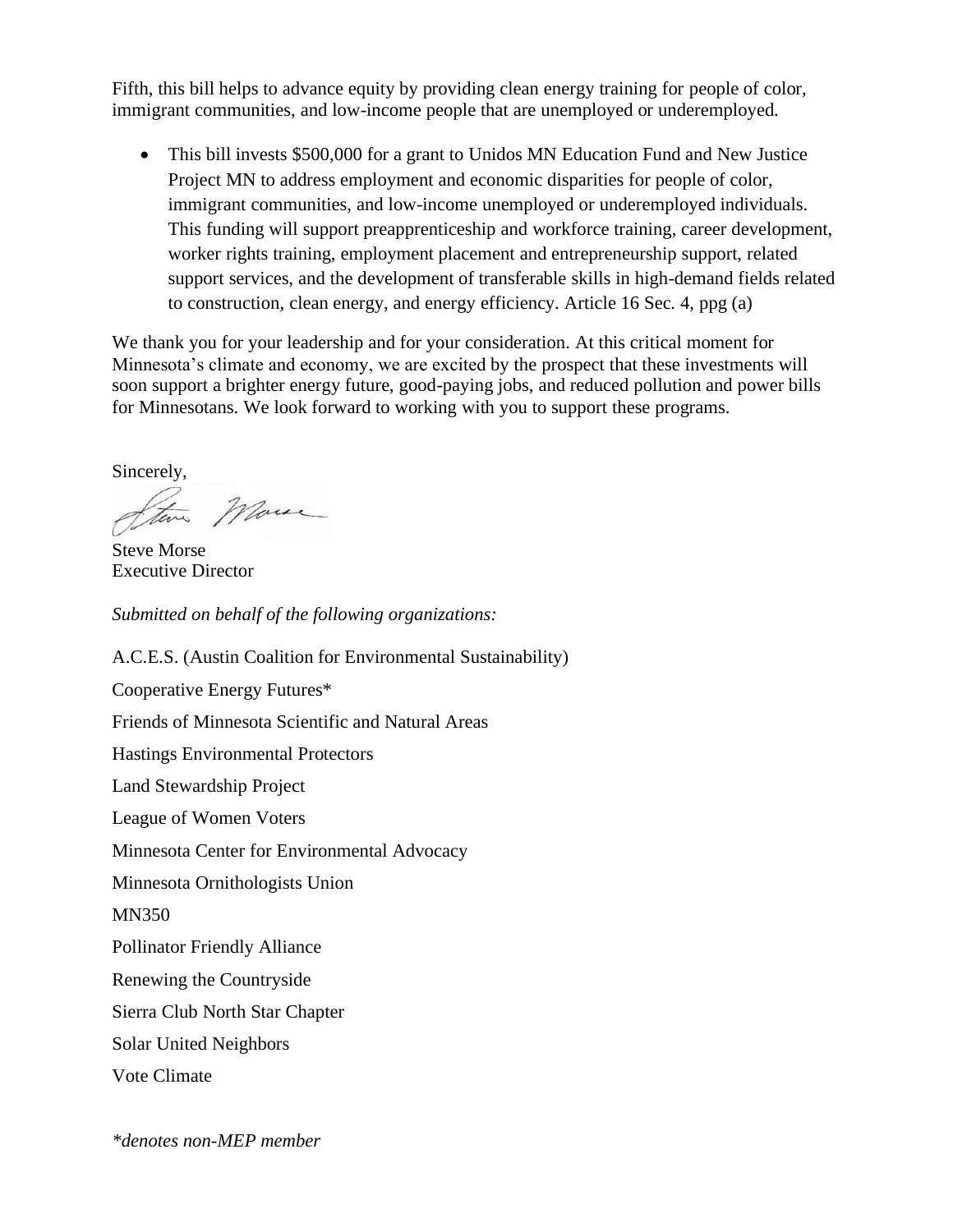Fifth, this bill helps to advance equity by providing clean energy training for people of color, immigrant communities, and low-income people that are unemployed or underemployed.

- This bill invests $500,000 for a grant to Unidos MN Education Fund and New Justice Project MN to address employment and economic disparities for people of color, immigrant communities, and low-income unemployed or underemployed individuals. This funding will support preapprenticeship and workforce training, career development, worker rights training, employment placement and entrepreneurship support, related support services, and the development of transferable skills in high-demand fields related to construction, clean energy, and energy efficiency. Article 16 Sec. 4, ppg (a)

We thank you for your leadership and for your consideration. At this critical moment for Minnesota's climate and economy, we are excited by the prospect that these investments will soon support a brighter energy future, good-paying jobs, and reduced pollution and power bills for Minnesotans. We look forward to working with you to support these programs.

Sincerely,

Steve Morse
Executive Director

*Submitted on behalf of the following organizations:*

A.C.E.S. (Austin Coalition for Environmental Sustainability)

Cooperative Energy Futures*

Friends of Minnesota Scientific and Natural Areas

Hastings Environmental Protectors

Land Stewardship Project

League of Women Voters

Minnesota Center for Environmental Advocacy

Minnesota Ornithologists Union

MN350

Pollinator Friendly Alliance

Renewing the Countryside

Sierra Club North Star Chapter

Solar United Neighbors

Vote Climate

*\*denotes non-MEP member*